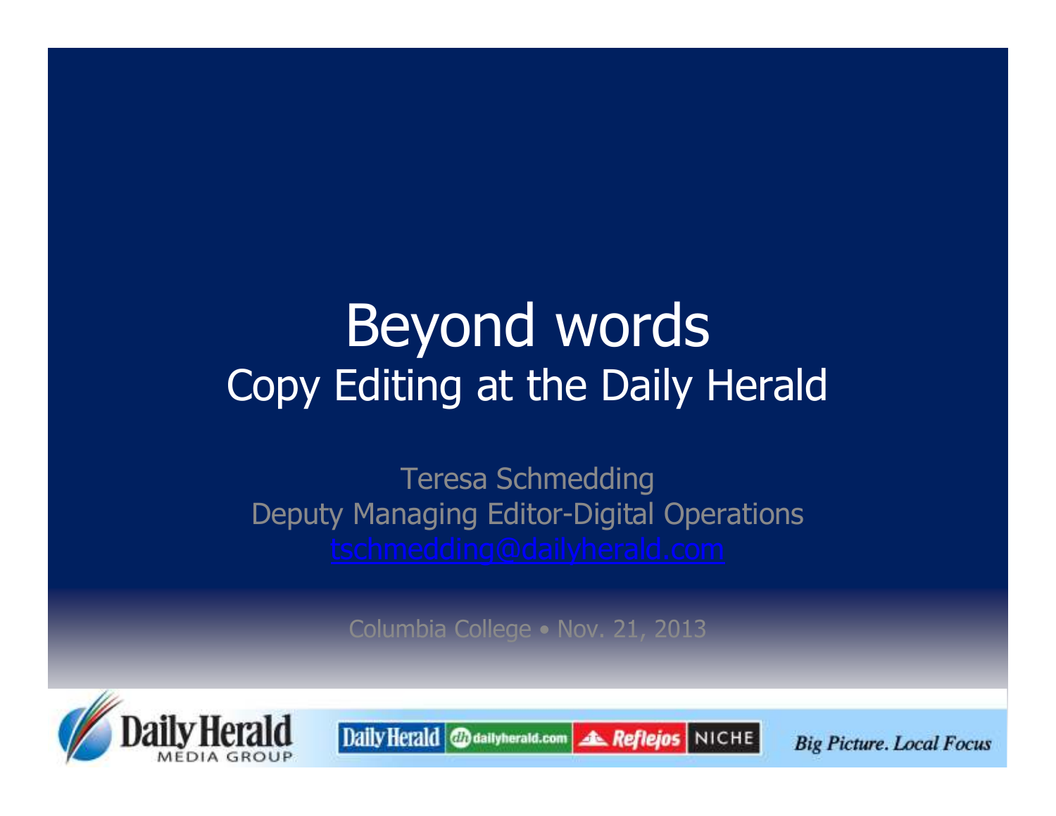# Beyond words

## Copy Editing at the Daily Herald

Teresa Schmedding

Deputy Managing Editor-Digital Operations

tschmedding@dailyherald.com

Columbia College • Nov. 21, 2013

Daily Herald MEDIA GROUP

Daily Herald | dailyherald.com | Reflejos | NICHE

*Big Picture. Local Focus*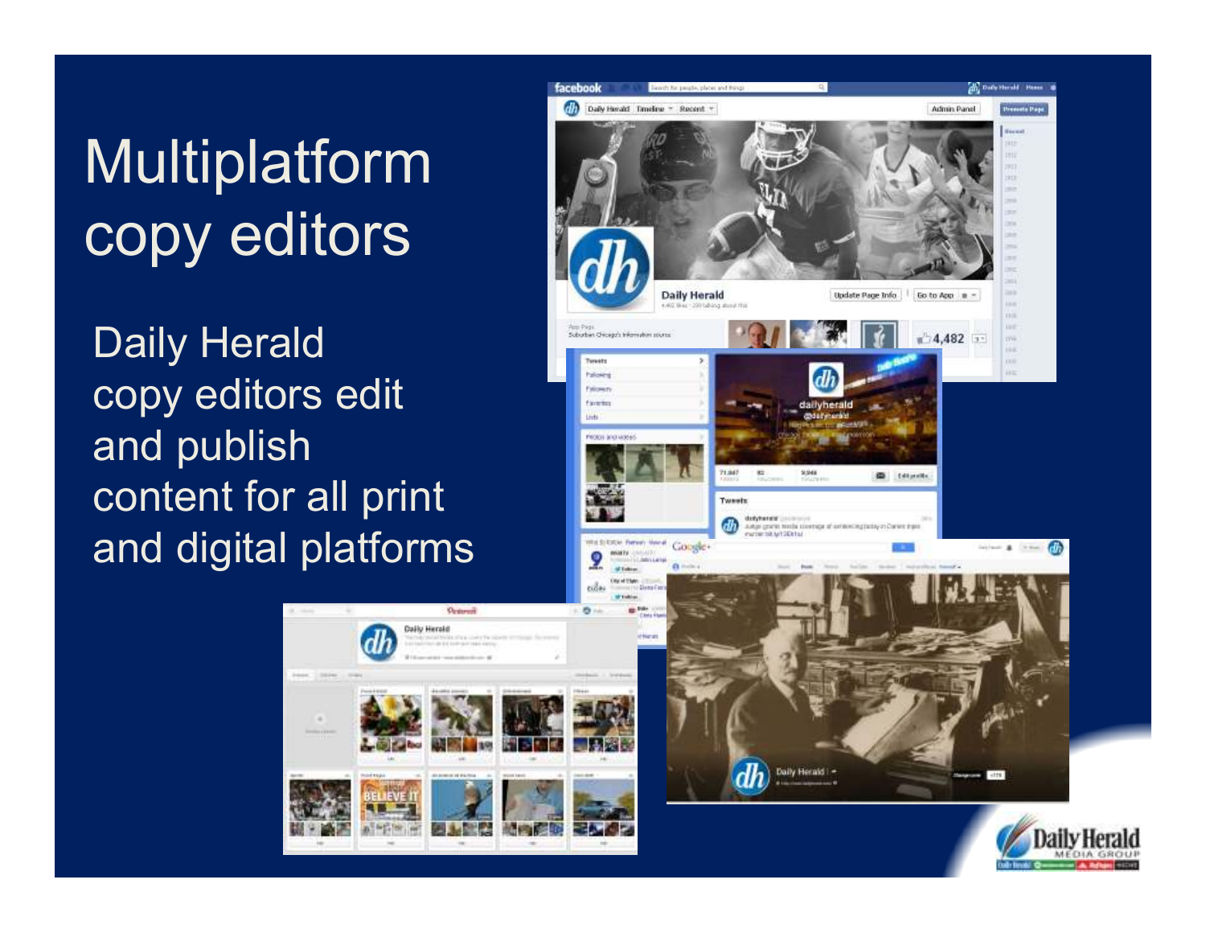# Multiplatform copy editors

Daily Herald copy editors edit and publish content for all print and digital platforms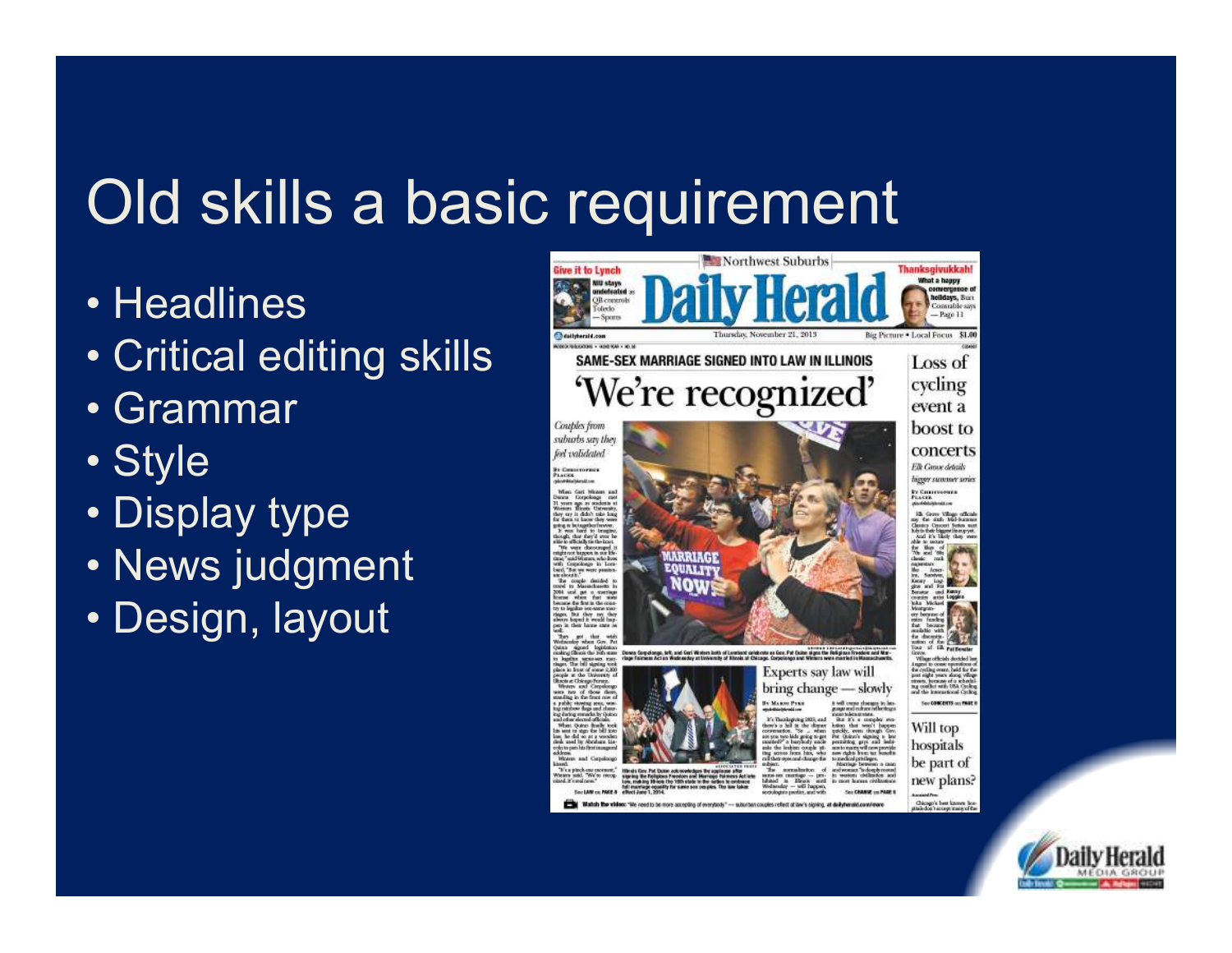# Old skills a basic requirement

- Headlines
- Critical editing skills
- Grammar
- Style
- Display type
- News judgment
- Design, layout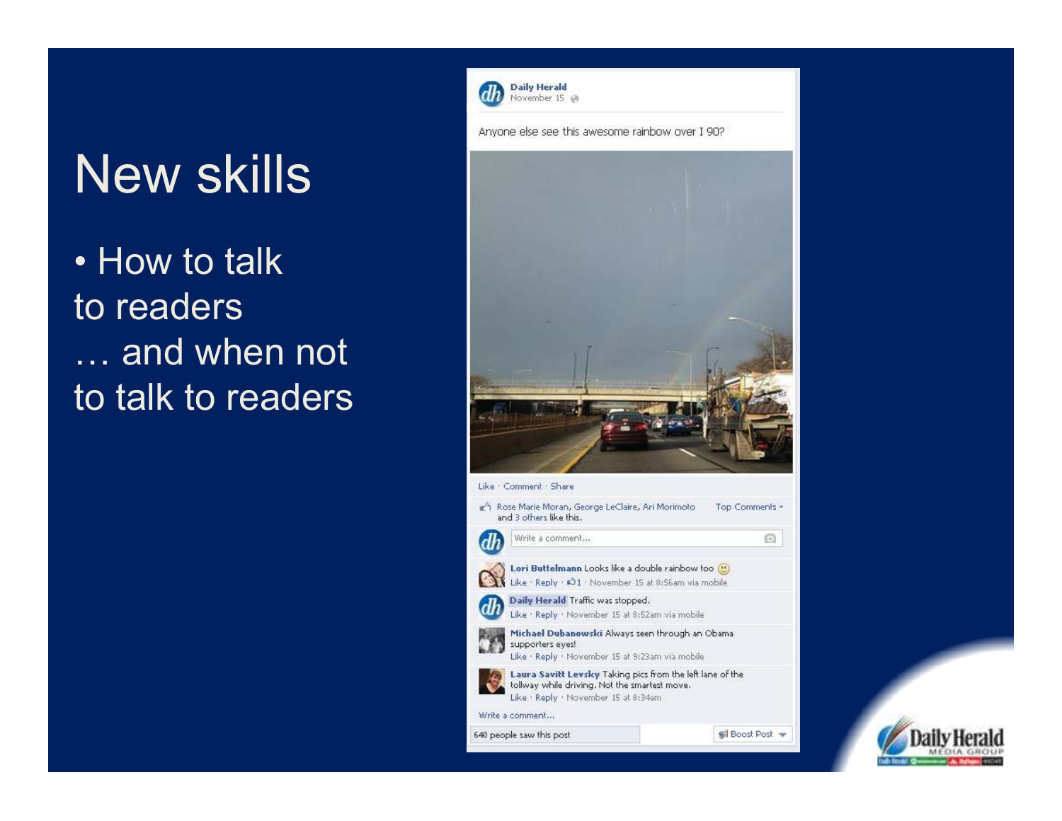# New skills

- How to talk to readers … and when not to talk to readers

**Daily Herald**
November 15

Anyone else see this awesome rainbow over I 90?

Like · Comment · Share

Rose Marie Moran, George LeClaire, Ari Morimoto and 3 others like this.

Top Comments

Write a comment...

**Lori Buttelmann** Looks like a double rainbow too 🙂
Like · Reply · 1 · November 15 at 8:56am via mobile

**Daily Herald** Traffic was stopped.
Like · Reply · November 15 at 8:52am via mobile

**Michael Dubanowski** Always seen through an Obama supporters eyes!
Like · Reply · November 15 at 9:23am via mobile

**Laura Savitt Levsky** Taking pics from the left lane of the tollway while driving. Not the smartest move.
Like · Reply · November 15 at 8:34am

Write a comment...

640 people saw this post

Boost Post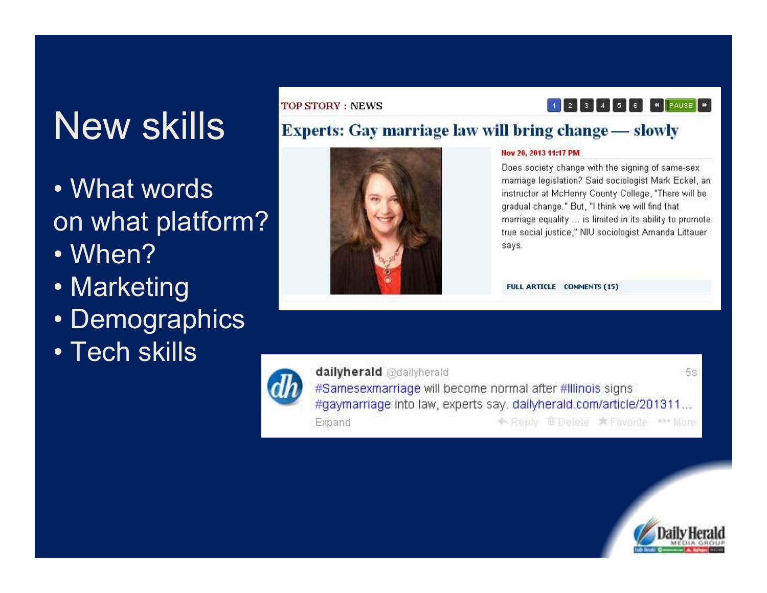# New skills

- What words on what platform?
- When?
- Marketing
- Demographics
- Tech skills

TOP STORY : NEWS

## Experts: Gay marriage law will bring change — slowly

Nov 20, 2013 11:17 PM

Does society change with the signing of same-sex marriage legislation? Said sociologist Mark Eckel, an instructor at McHenry County College, "There will be gradual change." But, "I think we will find that marriage equality ... is limited in its ability to promote true social justice," NIU sociologist Amanda Littauer says.

FULL ARTICLE   COMMENTS (15)

dailyherald @dailyherald   5s

#Samesexmarriage will become normal after #Illinois signs #gaymarriage into law, experts say. dailyherald.com/article/201311...

Expand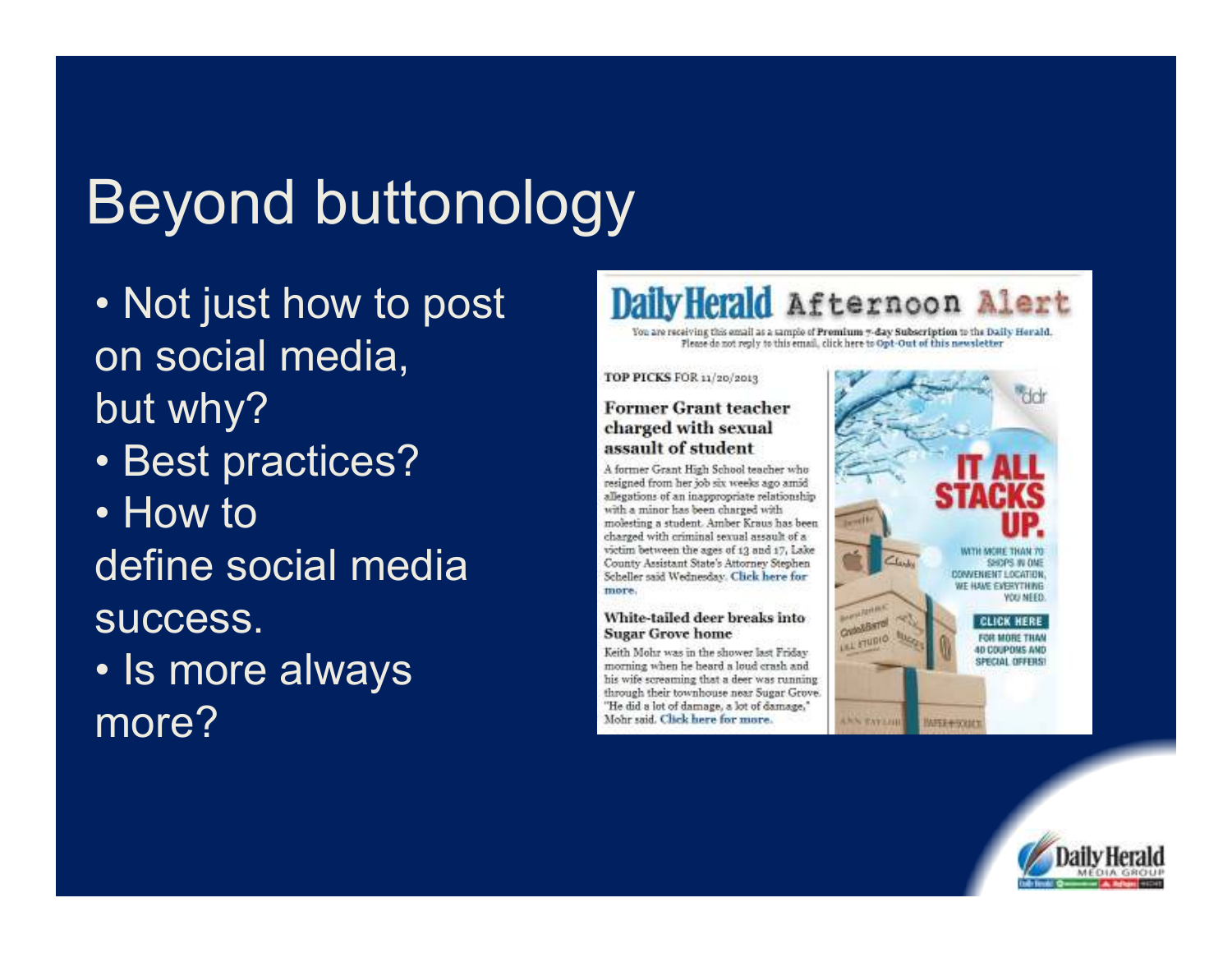# Beyond buttonology

- Not just how to post on social media, but why?
- Best practices?
- How to define social media success.
- Is more always more?

Daily Herald Afternoon Alert

You are receiving this email as a sample of Premium 7-day Subscription to the Daily Herald. Please do not reply to this email, click here to Opt-Out of this newsletter

TOP PICKS FOR 11/20/2013

**Former Grant teacher charged with sexual assault of student**

A former Grant High School teacher who resigned from her job six weeks ago amid allegations of an inappropriate relationship with a minor has been charged with molesting a student. Amber Kraus has been charged with criminal sexual assault of a victim between the ages of 13 and 17, Lake County Assistant State's Attorney Stephen Scheller said Wednesday. Click here for more.

**White-tailed deer breaks into Sugar Grove home**

Keith Mohr was in the shower last Friday morning when he heard a loud crash and his wife screaming that a deer was running through their townhouse near Sugar Grove. "He did a lot of damage, a lot of damage," Mohr said. Click here for more.

ddr

IT ALL STACKS UP.

WITH MORE THAN 70 SHOPS IN ONE CONVENIENT LOCATION, WE HAVE EVERYTHING YOU NEED.

CLICK HERE FOR MORE THAN 40 COUPONS AND SPECIAL OFFERS!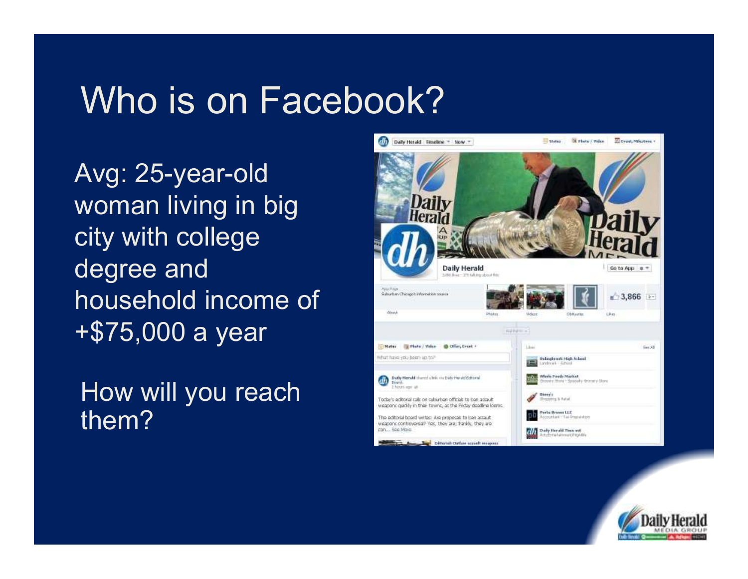# Who is on Facebook?

Avg: 25-year-old woman living in big city with college degree and household income of +$75,000 a year

How will you reach them?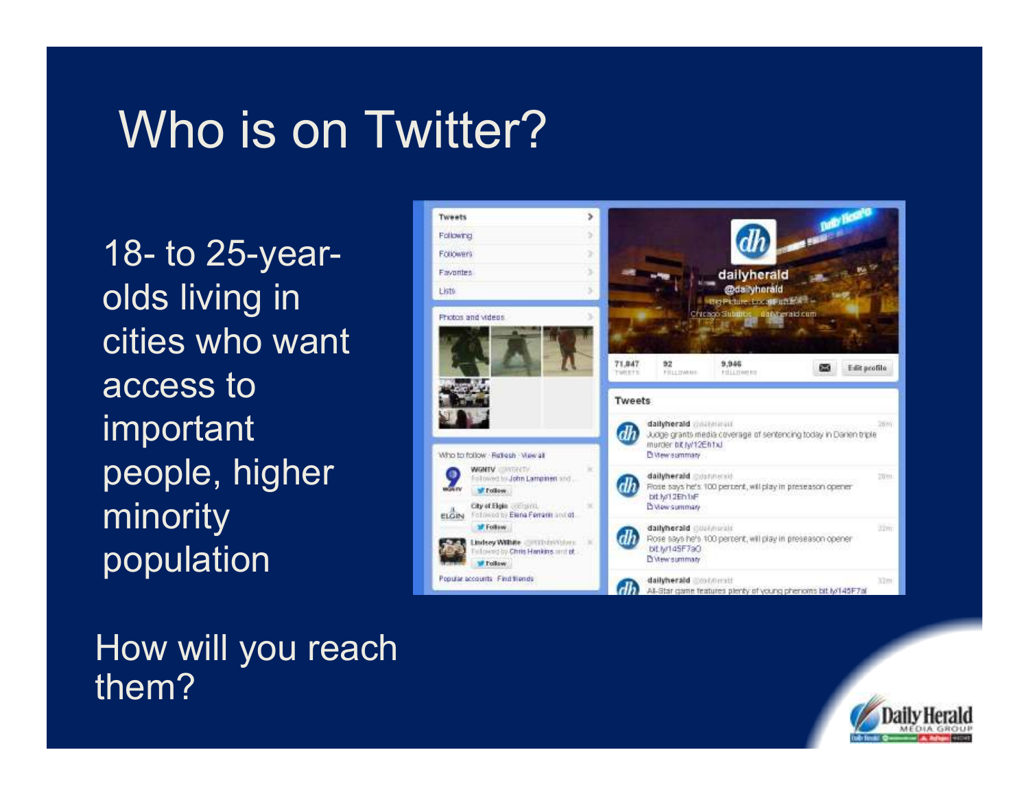# Who is on Twitter?

18- to 25-year-olds living in cities who want access to important people, higher minority population

How will you reach them?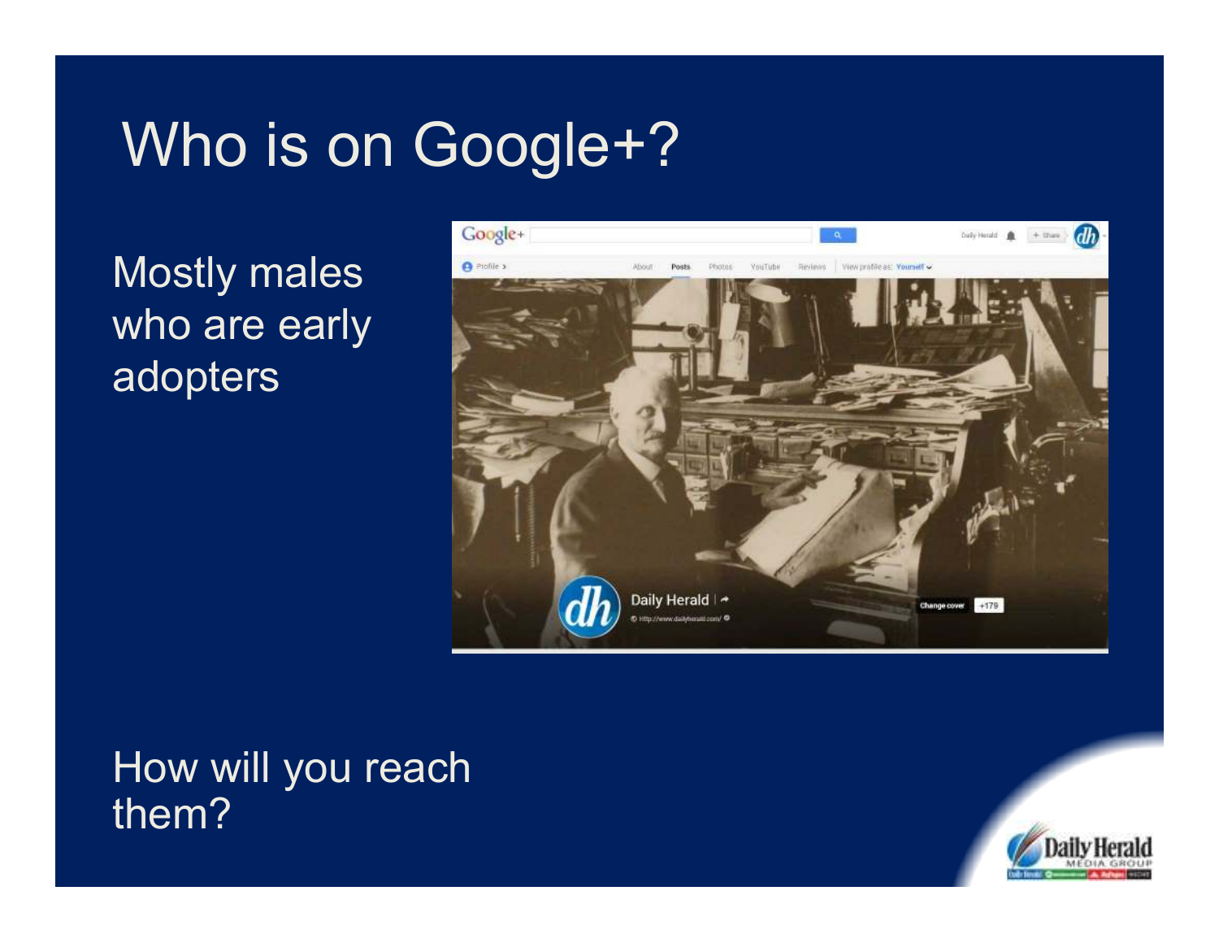# Who is on Google+?

Mostly males who are early adopters

How will you reach them?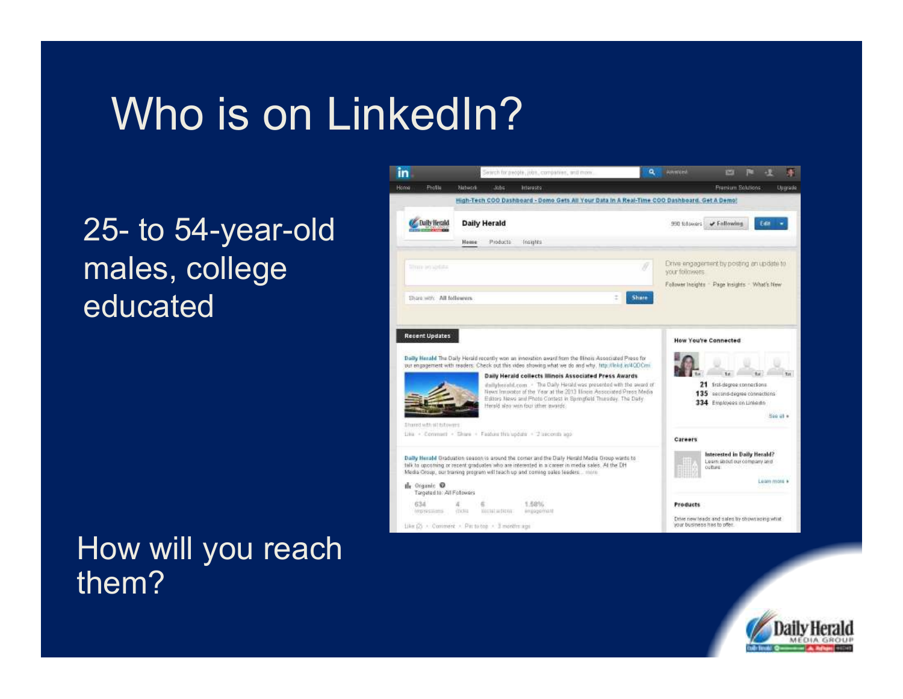# Who is on LinkedIn?

25- to 54-year-old males, college educated

How will you reach them?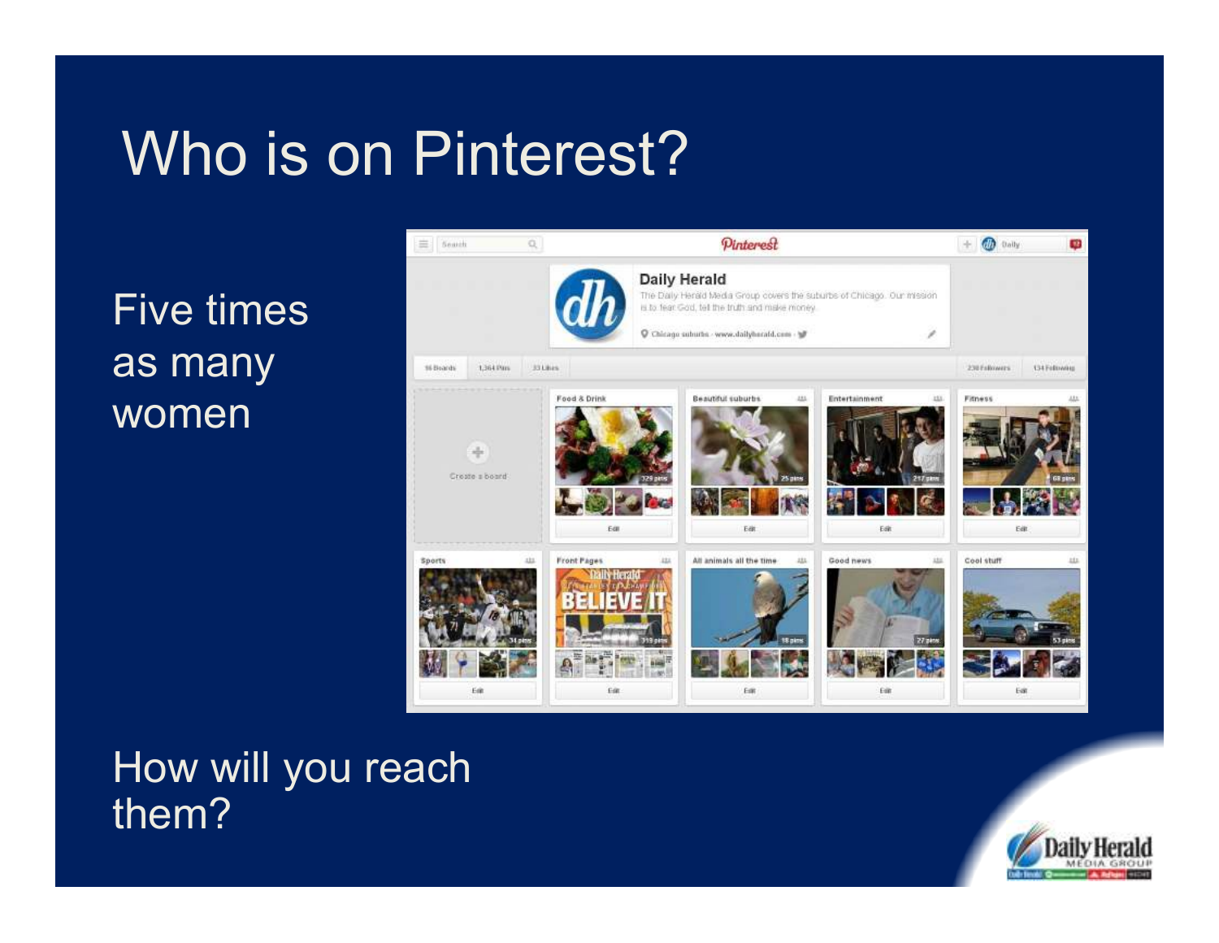# Who is on Pinterest?

Five times as many women

How will you reach them?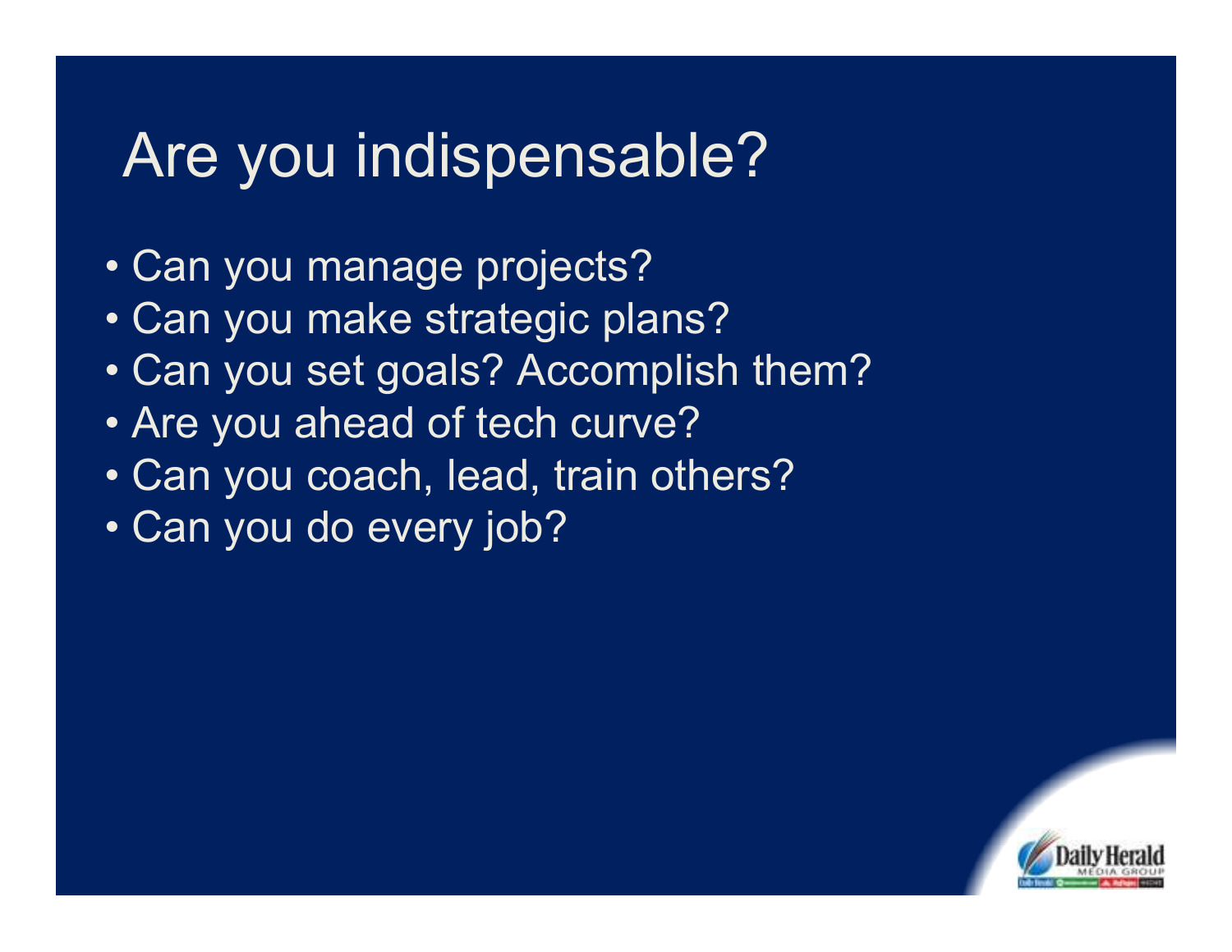# Are you indispensable?

- Can you manage projects?
- Can you make strategic plans?
- Can you set goals? Accomplish them?
- Are you ahead of tech curve?
- Can you coach, lead, train others?
- Can you do every job?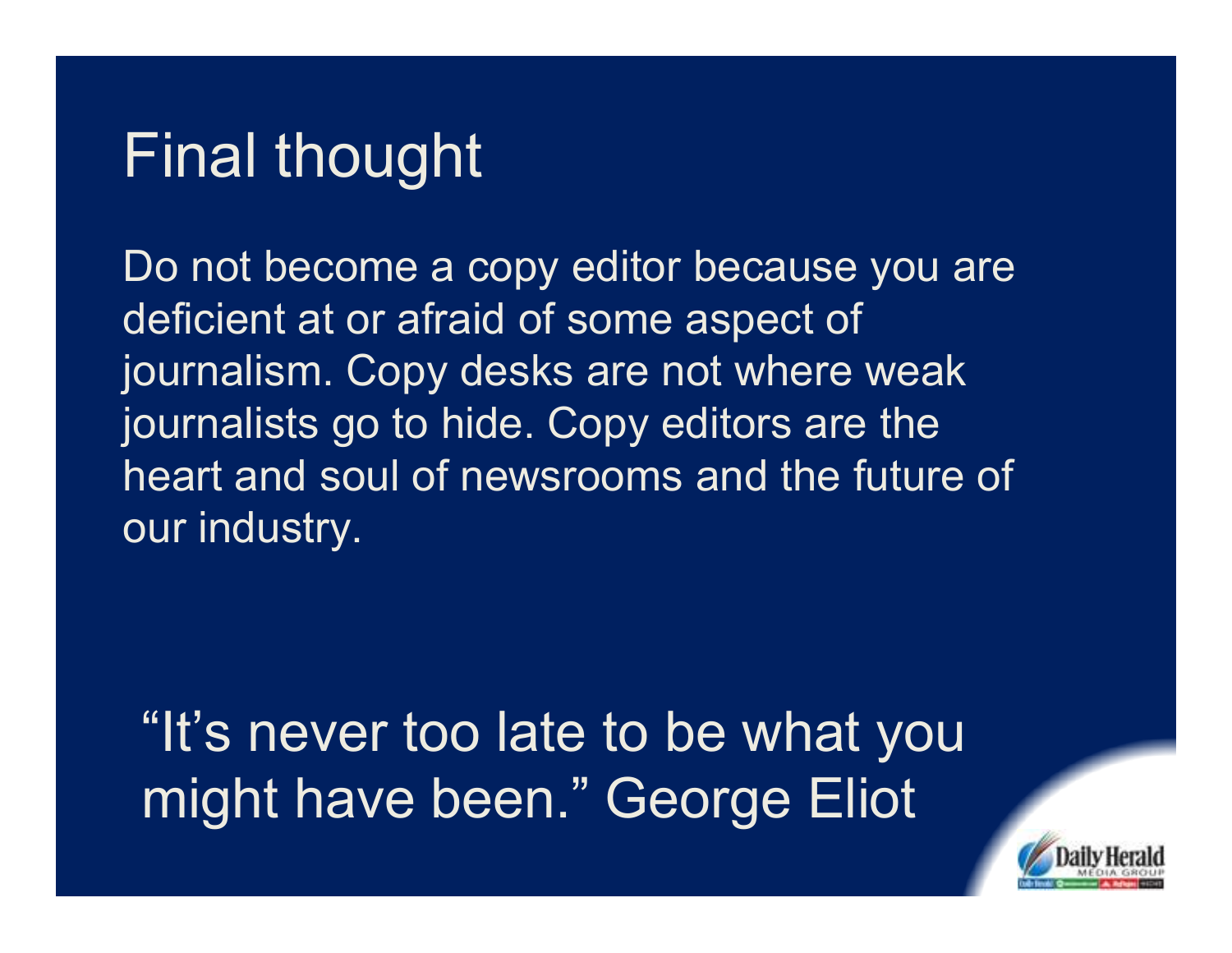# Final thought

Do not become a copy editor because you are deficient at or afraid of some aspect of journalism. Copy desks are not where weak journalists go to hide. Copy editors are the heart and soul of newsrooms and the future of our industry.

"It's never too late to be what you might have been." George Eliot